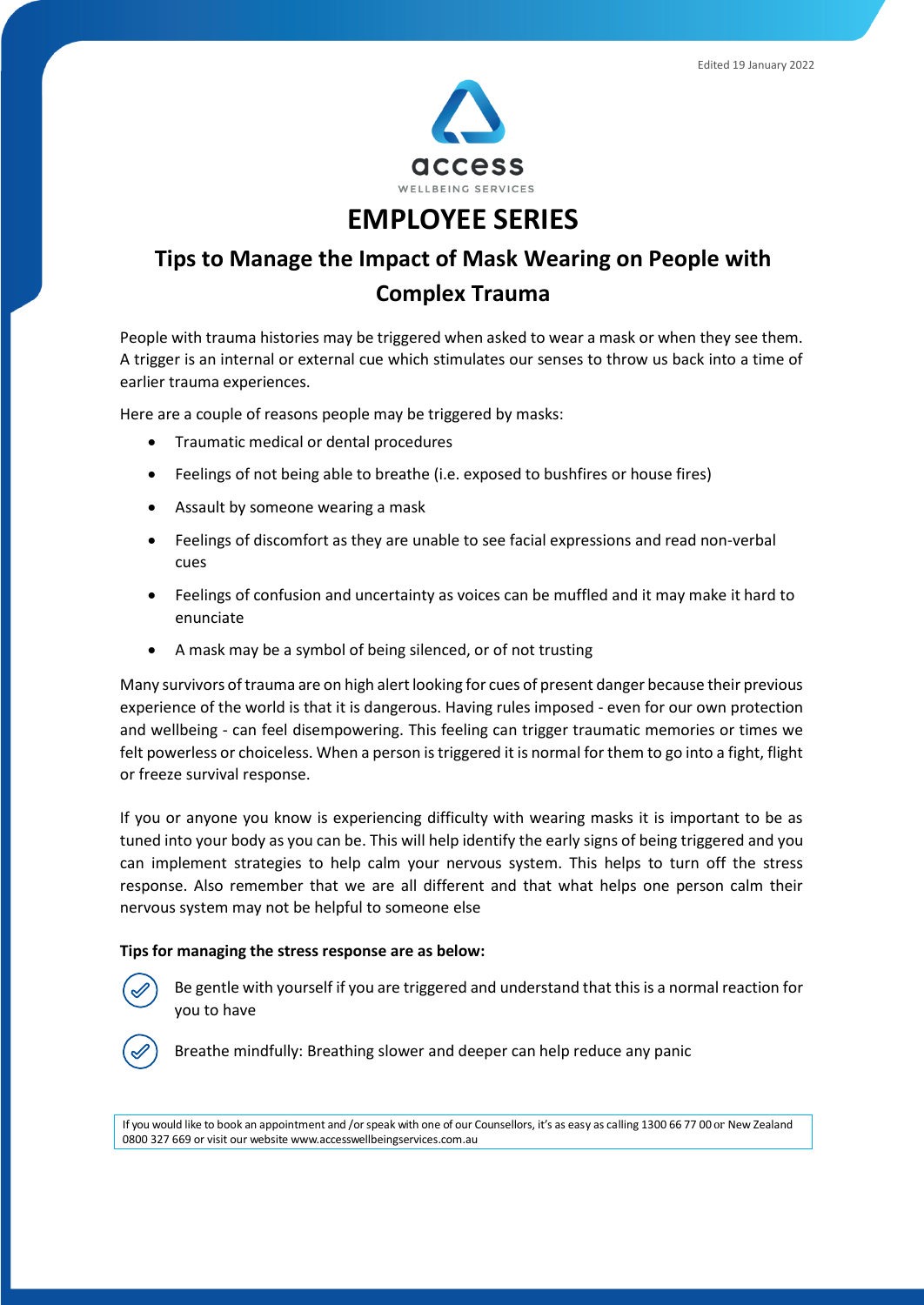Edited 19 January 2022

access

WELLBEING SERVICES

# EMPLOYEE SERIES

## Tips to Manage the Impact of Mask Wearing on People with Complex Trauma

People with trauma histories may be triggered when asked to wear a mask or when they see them. A trigger is an internal or external cue which stimulates our senses to throw us back into a time of earlier trauma experiences.

Here are a couple of reasons people may be triggered by masks:

- Traumatic medical or dental procedures
- Feelings of not being able to breathe (i.e. exposed to bushfires or house fires)
- Assault by someone wearing a mask
- Feelings of discomfort as they are unable to see facial expressions and read non-verbal cues
- Feelings of confusion and uncertainty as voices can be muffled and it may make it hard to enunciate
- A mask may be a symbol of being silenced, or of not trusting

Many survivors of trauma are on high alert looking for cues of present danger because their previous experience of the world is that it is dangerous. Having rules imposed - even for our own protection and wellbeing - can feel disempowering. This feeling can trigger traumatic memories or times we felt powerless or choiceless. When a person is triggered it is normal for them to go into a fight, flight or freeze survival response.

If you or anyone you know is experiencing difficulty with wearing masks it is important to be as tuned into your body as you can be. This will help identify the early signs of being triggered and you can implement strategies to help calm your nervous system. This helps to turn off the stress response. Also remember that we are all different and that what helps one person calm their nervous system may not be helpful to someone else

**Tips for managing the stress response are as below:**

- Be gentle with yourself if you are triggered and understand that this is a normal reaction for you to have
- Breathe mindfully: Breathing slower and deeper can help reduce any panic

If you would like to book an appointment and /or speak with one of our Counsellors, it's as easy as calling 1300 66 77 00 or New Zealand 0800 327 669 or visit our website www.accesswellbeingservices.com.au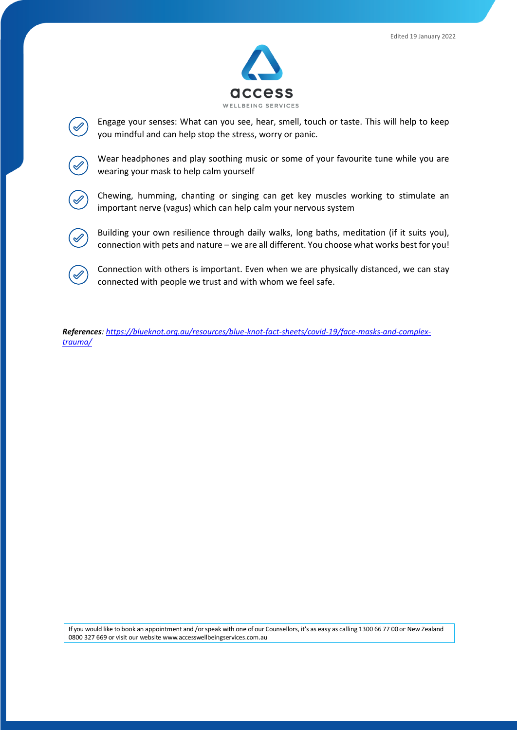Edited 19 January 2022

access
WELLBEING SERVICES

- Engage your senses: What can you see, hear, smell, touch or taste. This will help to keep you mindful and can help stop the stress, worry or panic.
- Wear headphones and play soothing music or some of your favourite tune while you are wearing your mask to help calm yourself
- Chewing, humming, chanting or singing can get key muscles working to stimulate an important nerve (vagus) which can help calm your nervous system
- Building your own resilience through daily walks, long baths, meditation (if it suits you), connection with pets and nature – we are all different. You choose what works best for you!
- Connection with others is important. Even when we are physically distanced, we can stay connected with people we trust and with whom we feel safe.

***References***: *[https://blueknot.org.au/resources/blue-knot-fact-sheets/covid-19/face-masks-and-complex-trauma/](https://blueknot.org.au/resources/blue-knot-fact-sheets/covid-19/face-masks-and-complex-trauma/)*

If you would like to book an appointment and /or speak with one of our Counsellors, it's as easy as calling 1300 66 77 00 or New Zealand 0800 327 669 or visit our website www.accesswellbeingservices.com.au